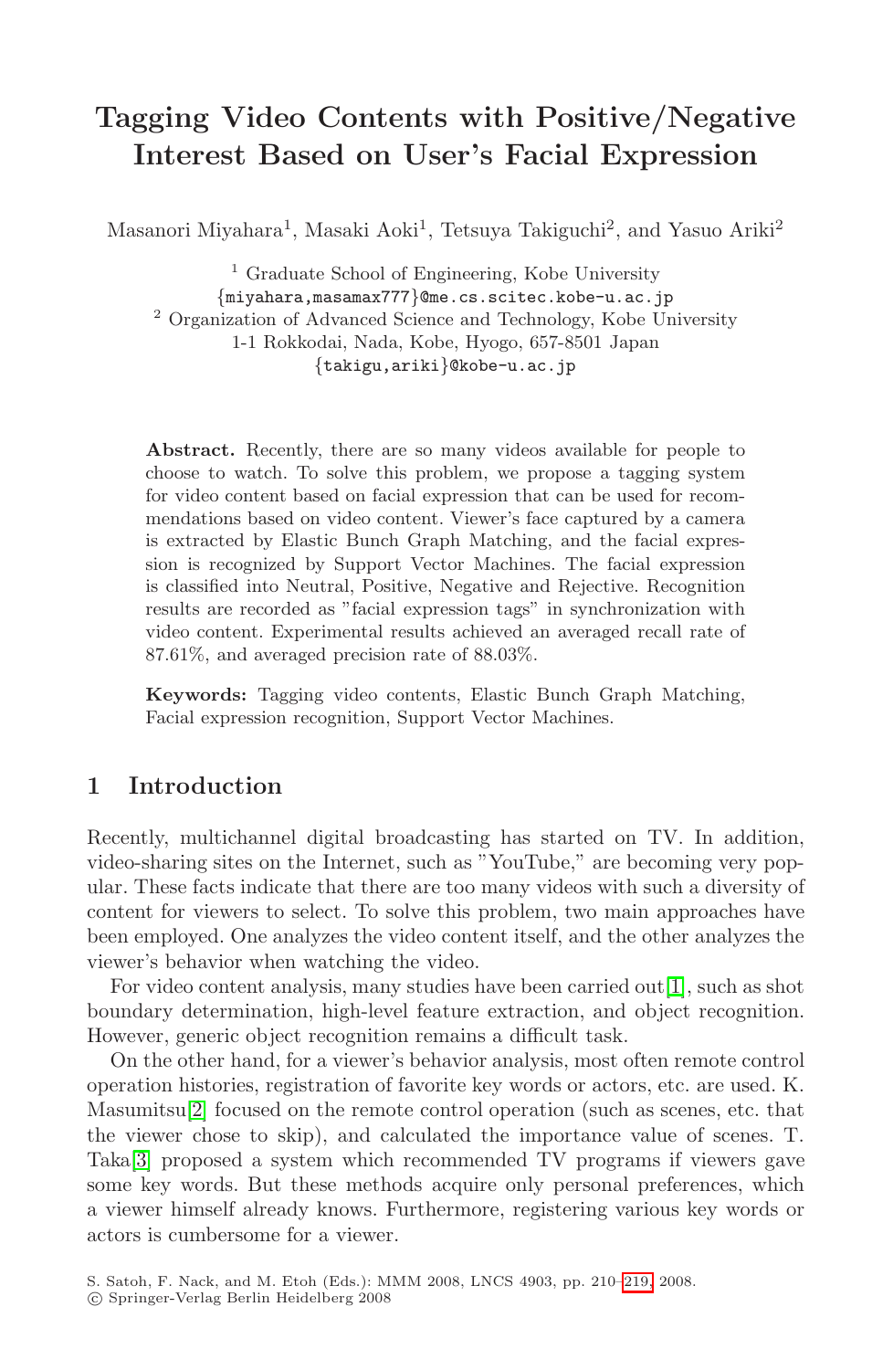# Tagging Video Contents with Positive/Negative Interest Based on User's Facial Expression

Masanori Miyahara[1], Masaki Aoki[1], Tetsuya Takiguchi[2], and Yasuo Ariki[2]

[1] Graduate School of Engineering, Kobe University
{miyahara,masamax777}@me.cs.scitec.kobe-u.ac.jp
[2] Organization of Advanced Science and Technology, Kobe University
1-1 Rokkodai, Nada, Kobe, Hyogo, 657-8501 Japan
{takigu,ariki}@kobe-u.ac.jp

**Abstract.** Recently, there are so many videos available for people to choose to watch. To solve this problem, we propose a tagging system for video content based on facial expression that can be used for recommendations based on video content. Viewer's face captured by a camera is extracted by Elastic Bunch Graph Matching, and the facial expression is recognized by Support Vector Machines. The facial expression is classified into Neutral, Positive, Negative and Rejective. Recognition results are recorded as "facial expression tags" in synchronization with video content. Experimental results achieved an averaged recall rate of 87.61%, and averaged precision rate of 88.03%.

**Keywords:** Tagging video contents, Elastic Bunch Graph Matching, Facial expression recognition, Support Vector Machines.

## 1 Introduction

Recently, multichannel digital broadcasting has started on TV. In addition, video-sharing sites on the Internet, such as "YouTube," are becoming very popular. These facts indicate that there are too many videos with such a diversity of content for viewers to select. To solve this problem, two main approaches have been employed. One analyzes the video content itself, and the other analyzes the viewer's behavior when watching the video.

For video content analysis, many studies have been carried out[1], such as shot boundary determination, high-level feature extraction, and object recognition. However, generic object recognition remains a difficult task.

On the other hand, for a viewer's behavior analysis, most often remote control operation histories, registration of favorite key words or actors, etc. are used. K. Masumitsu[2] focused on the remote control operation (such as scenes, etc. that the viewer chose to skip), and calculated the importance value of scenes. T. Taka[3] proposed a system which recommended TV programs if viewers gave some key words. But these methods acquire only personal preferences, which a viewer himself already knows. Furthermore, registering various key words or actors is cumbersome for a viewer.

S. Satoh, F. Nack, and M. Etoh (Eds.): MMM 2008, LNCS 4903, pp. 210–219, 2008.
© Springer-Verlag Berlin Heidelberg 2008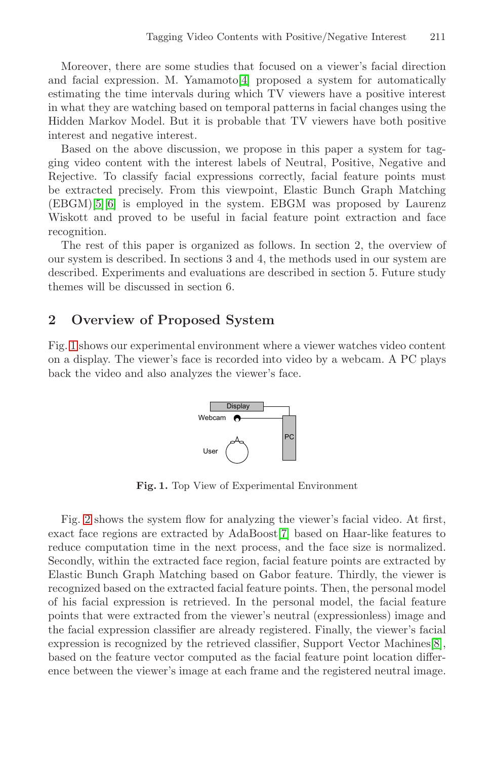Moreover, there are some studies that focused on a viewer's facial direction and facial expression. M. Yamamoto[4] proposed a system for automatically estimating the time intervals during which TV viewers have a positive interest in what they are watching based on temporal patterns in facial changes using the Hidden Markov Model. But it is probable that TV viewers have both positive interest and negative interest.

Based on the above discussion, we propose in this paper a system for tagging video content with the interest labels of Neutral, Positive, Negative and Rejective. To classify facial expressions correctly, facial feature points must be extracted precisely. From this viewpoint, Elastic Bunch Graph Matching (EBGM)[5][6] is employed in the system. EBGM was proposed by Laurenz Wiskott and proved to be useful in facial feature point extraction and face recognition.

The rest of this paper is organized as follows. In section 2, the overview of our system is described. In sections 3 and 4, the methods used in our system are described. Experiments and evaluations are described in section 5. Future study themes will be discussed in section 6.

## 2 Overview of Proposed System

Fig. 1 shows our experimental environment where a viewer watches video content on a display. The viewer's face is recorded into video by a webcam. A PC plays back the video and also analyzes the viewer's face.

**Fig. 1.** Top View of Experimental Environment

Fig. 2 shows the system flow for analyzing the viewer's facial video. At first, exact face regions are extracted by AdaBoost[7] based on Haar-like features to reduce computation time in the next process, and the face size is normalized. Secondly, within the extracted face region, facial feature points are extracted by Elastic Bunch Graph Matching based on Gabor feature. Thirdly, the viewer is recognized based on the extracted facial feature points. Then, the personal model of his facial expression is retrieved. In the personal model, the facial feature points that were extracted from the viewer's neutral (expressionless) image and the facial expression classifier are already registered. Finally, the viewer's facial expression is recognized by the retrieved classifier, Support Vector Machines[8], based on the feature vector computed as the facial feature point location difference between the viewer's image at each frame and the registered neutral image.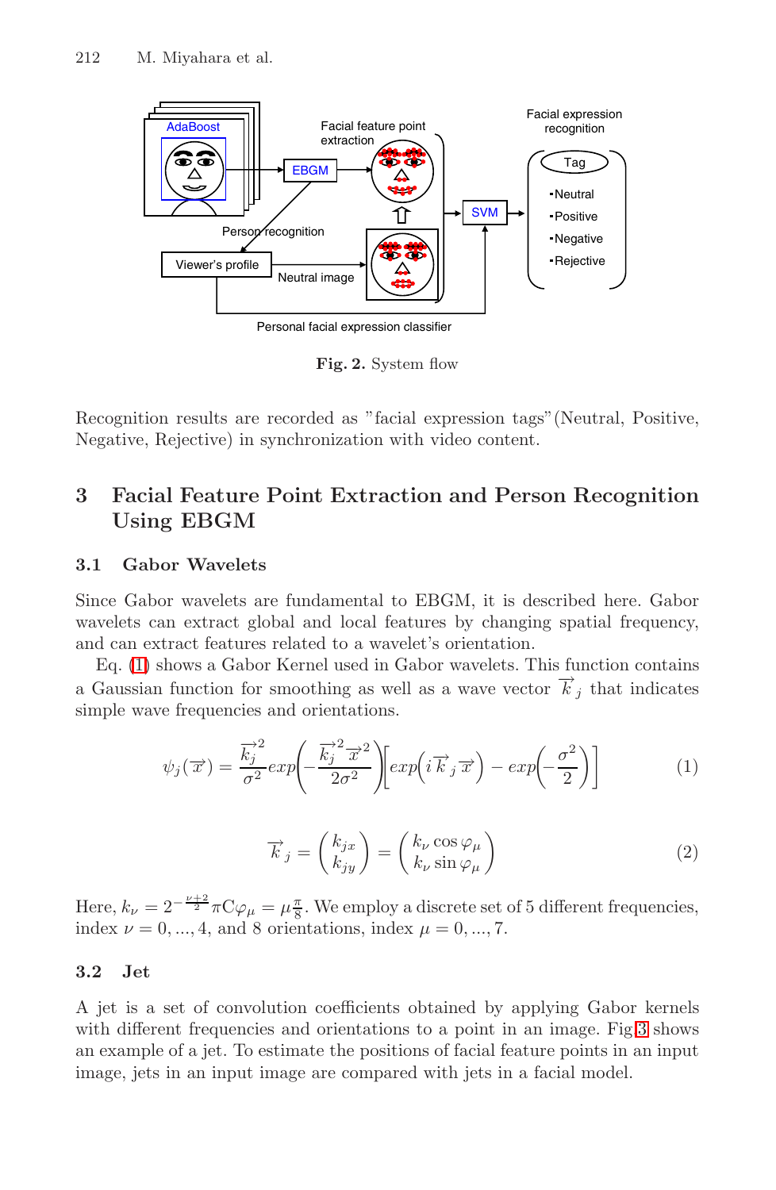Fig. 2. System flow

Recognition results are recorded as "facial expression tags"(Neutral, Positive, Negative, Rejective) in synchronization with video content.

## 3 Facial Feature Point Extraction and Person Recognition Using EBGM

### 3.1 Gabor Wavelets

Since Gabor wavelets are fundamental to EBGM, it is described here. Gabor wavelets can extract global and local features by changing spatial frequency, and can extract features related to a wavelet's orientation.

Eq. (1) shows a Gabor Kernel used in Gabor wavelets. This function contains a Gaussian function for smoothing as well as a wave vector $\overrightarrow{k}_j$ that indicates simple wave frequencies and orientations.

$$\psi_j(\overrightarrow{x}) = \frac{\overrightarrow{k_j}^2}{\sigma^2} exp\left(-\frac{\overrightarrow{k_j}^2 \overrightarrow{x}^2}{2\sigma^2}\right)\left[exp\left(i\overrightarrow{k}_j\overrightarrow{x}\right) - exp\left(-\frac{\sigma^2}{2}\right)\right] \tag{1}$$

$$\overrightarrow{k}_j = \begin{pmatrix} k_{jx} \\ k_{jy} \end{pmatrix} = \begin{pmatrix} k_\nu \cos\varphi_\mu \\ k_\nu \sin\varphi_\mu \end{pmatrix} \tag{2}$$

Here, $k_\nu = 2^{-\frac{\nu+2}{2}}\pi C\varphi_\mu = \mu\frac{\pi}{8}$. We employ a discrete set of 5 different frequencies, index $\nu = 0, ..., 4$, and 8 orientations, index $\mu = 0, ..., 7$.

### 3.2 Jet

A jet is a set of convolution coefficients obtained by applying Gabor kernels with different frequencies and orientations to a point in an image. Fig 3 shows an example of a jet. To estimate the positions of facial feature points in an input image, jets in an input image are compared with jets in a facial model.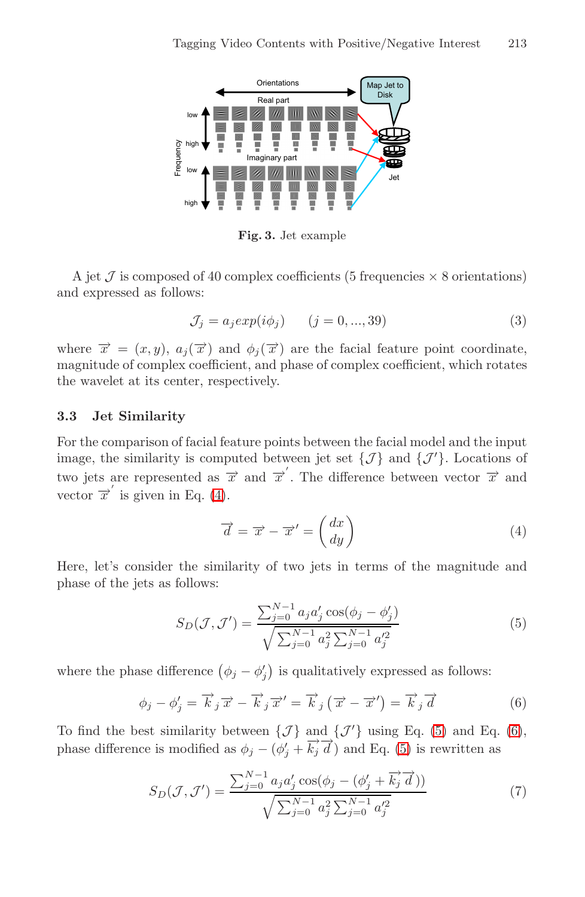**Fig. 3.** Jet example

A jet $\mathcal{J}$ is composed of 40 complex coefficients (5 frequencies × 8 orientations) and expressed as follows:

$$\mathcal{J}_j = a_j exp(i\phi_j) \qquad (j = 0, ..., 39) \tag{3}$$

where $\overrightarrow{x} = (x, y)$, $a_j(\overrightarrow{x})$ and $\phi_j(\overrightarrow{x})$ are the facial feature point coordinate, magnitude of complex coefficient, and phase of complex coefficient, which rotates the wavelet at its center, respectively.

### 3.3 Jet Similarity

For the comparison of facial feature points between the facial model and the input image, the similarity is computed between jet set $\{\mathcal{J}\}$ and $\{\mathcal{J}'\}$. Locations of two jets are represented as $\overrightarrow{x}$ and $\overrightarrow{x}'$. The difference between vector $\overrightarrow{x}$ and vector $\overrightarrow{x}'$ is given in Eq. (4).

$$\overrightarrow{d} = \overrightarrow{x} - \overrightarrow{x}' = \begin{pmatrix} dx \\ dy \end{pmatrix} \tag{4}$$

Here, let's consider the similarity of two jets in terms of the magnitude and phase of the jets as follows:

$$S_D(\mathcal{J}, \mathcal{J}') = \frac{\sum_{j=0}^{N-1} a_j a'_j \cos(\phi_j - \phi'_j)}{\sqrt{\sum_{j=0}^{N-1} a_j^2 \sum_{j=0}^{N-1} a_j'^2}} \tag{5}$$

where the phase difference $(\phi_j - \phi'_j)$ is qualitatively expressed as follows:

$$\phi_j - \phi'_j = \overrightarrow{k}_j \overrightarrow{x} - \overrightarrow{k}_j \overrightarrow{x}' = \overrightarrow{k}_j (\overrightarrow{x} - \overrightarrow{x}') = \overrightarrow{k}_j \overrightarrow{d} \tag{6}$$

To find the best similarity between $\{\mathcal{J}\}$ and $\{\mathcal{J}'\}$ using Eq. (5) and Eq. (6), phase difference is modified as $\phi_j - (\phi'_j + \overrightarrow{k_j} \overrightarrow{d})$ and Eq. (5) is rewritten as

$$S_D(\mathcal{J}, \mathcal{J}') = \frac{\sum_{j=0}^{N-1} a_j a'_j \cos(\phi_j - (\phi'_j + \overrightarrow{k_j} \overrightarrow{d}))}{\sqrt{\sum_{j=0}^{N-1} a_j^2 \sum_{j=0}^{N-1} a_j'^2}} \tag{7}$$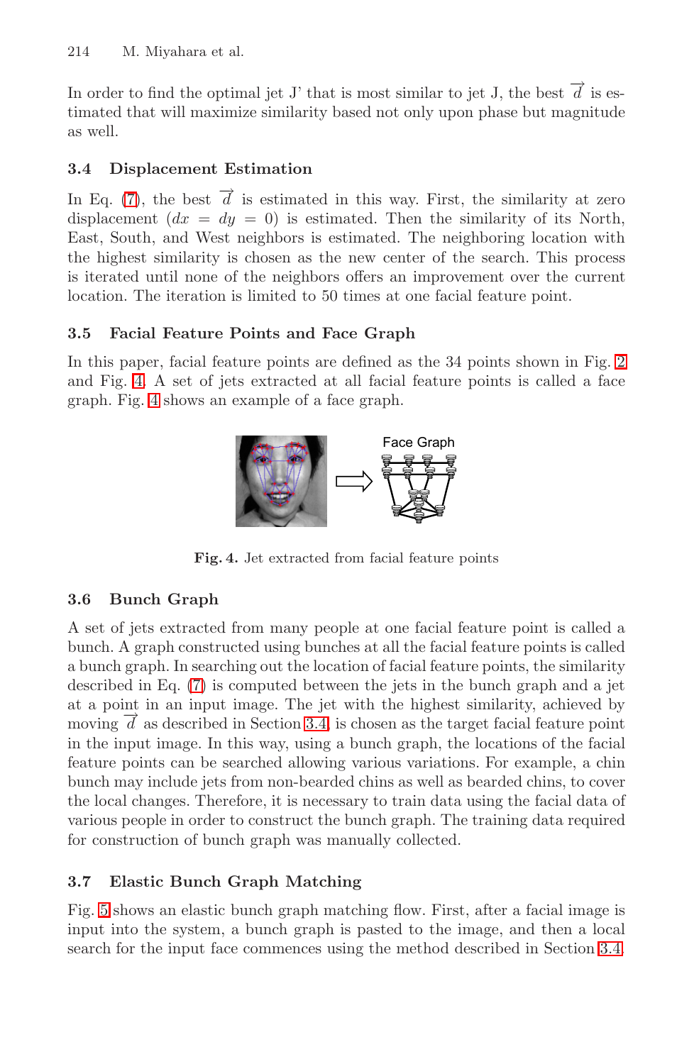In order to find the optimal jet J' that is most similar to jet J, the best $\vec{d}$ is estimated that will maximize similarity based not only upon phase but magnitude as well.

### 3.4 Displacement Estimation

In Eq. (7), the best $\vec{d}$ is estimated in this way. First, the similarity at zero displacement ($dx = dy = 0$) is estimated. Then the similarity of its North, East, South, and West neighbors is estimated. The neighboring location with the highest similarity is chosen as the new center of the search. This process is iterated until none of the neighbors offers an improvement over the current location. The iteration is limited to 50 times at one facial feature point.

### 3.5 Facial Feature Points and Face Graph

In this paper, facial feature points are defined as the 34 points shown in Fig. 2 and Fig. 4. A set of jets extracted at all facial feature points is called a face graph. Fig. 4 shows an example of a face graph.

**Fig. 4.** Jet extracted from facial feature points

### 3.6 Bunch Graph

A set of jets extracted from many people at one facial feature point is called a bunch. A graph constructed using bunches at all the facial feature points is called a bunch graph. In searching out the location of facial feature points, the similarity described in Eq. (7) is computed between the jets in the bunch graph and a jet at a point in an input image. The jet with the highest similarity, achieved by moving $\vec{d}$ as described in Section 3.4, is chosen as the target facial feature point in the input image. In this way, using a bunch graph, the locations of the facial feature points can be searched allowing various variations. For example, a chin bunch may include jets from non-bearded chins as well as bearded chins, to cover the local changes. Therefore, it is necessary to train data using the facial data of various people in order to construct the bunch graph. The training data required for construction of bunch graph was manually collected.

### 3.7 Elastic Bunch Graph Matching

Fig. 5 shows an elastic bunch graph matching flow. First, after a facial image is input into the system, a bunch graph is pasted to the image, and then a local search for the input face commences using the method described in Section 3.4.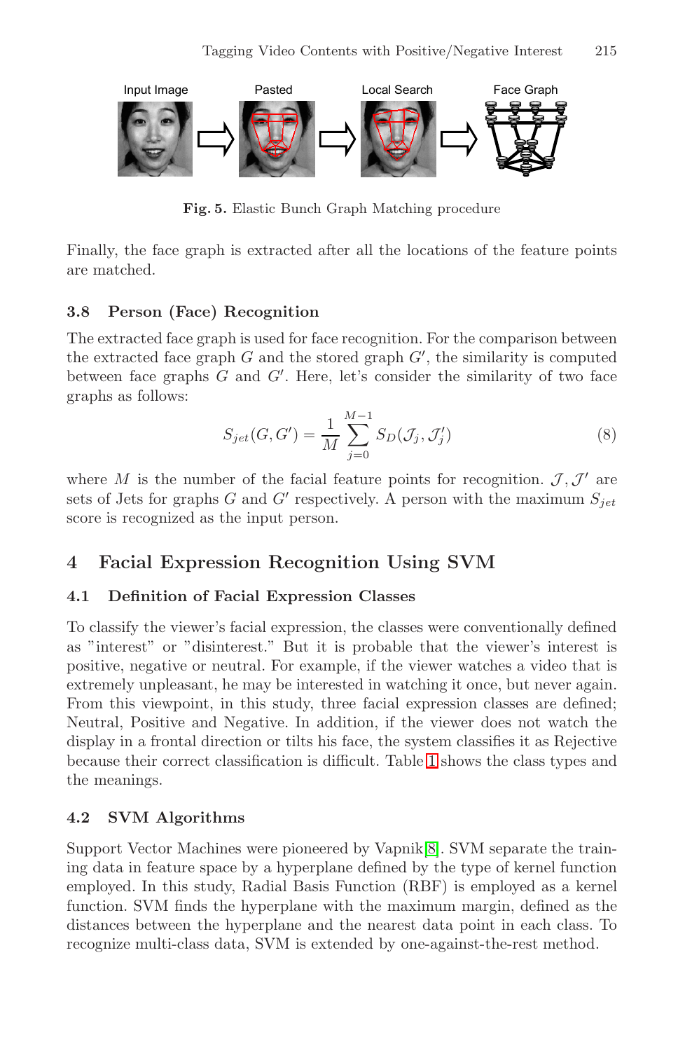Fig. 5. Elastic Bunch Graph Matching procedure

Finally, the face graph is extracted after all the locations of the feature points are matched.

### 3.8 Person (Face) Recognition

The extracted face graph is used for face recognition. For the comparison between the extracted face graph $G$ and the stored graph $G'$, the similarity is computed between face graphs $G$ and $G'$. Here, let's consider the similarity of two face graphs as follows:

$$S_{jet}(G, G') = \frac{1}{M} \sum_{j=0}^{M-1} S_D(\mathcal{J}_j, \mathcal{J}'_j) \tag{8}$$

where $M$ is the number of the facial feature points for recognition. $\mathcal{J}, \mathcal{J}'$ are sets of Jets for graphs $G$ and $G'$ respectively. A person with the maximum $S_{jet}$ score is recognized as the input person.

## 4 Facial Expression Recognition Using SVM

### 4.1 Definition of Facial Expression Classes

To classify the viewer's facial expression, the classes were conventionally defined as "interest" or "disinterest." But it is probable that the viewer's interest is positive, negative or neutral. For example, if the viewer watches a video that is extremely unpleasant, he may be interested in watching it once, but never again. From this viewpoint, in this study, three facial expression classes are defined; Neutral, Positive and Negative. In addition, if the viewer does not watch the display in a frontal direction or tilts his face, the system classifies it as Rejective because their correct classification is difficult. Table 1 shows the class types and the meanings.

### 4.2 SVM Algorithms

Support Vector Machines were pioneered by Vapnik[8]. SVM separate the training data in feature space by a hyperplane defined by the type of kernel function employed. In this study, Radial Basis Function (RBF) is employed as a kernel function. SVM finds the hyperplane with the maximum margin, defined as the distances between the hyperplane and the nearest data point in each class. To recognize multi-class data, SVM is extended by one-against-the-rest method.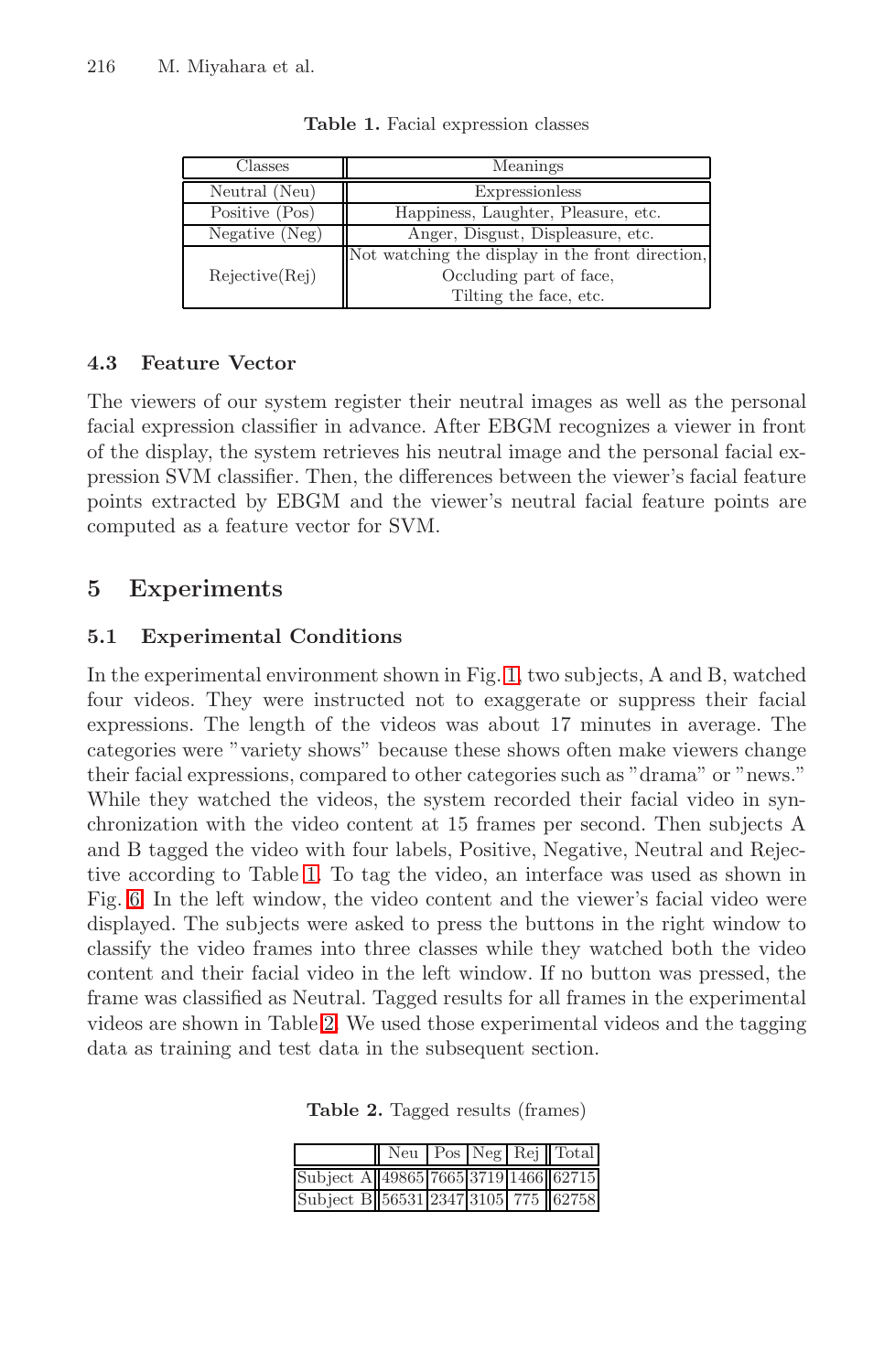**Table 1.** Facial expression classes

| Classes | Meanings |
|---|---|
| Neutral (Neu) | Expressionless |
| Positive (Pos) | Happiness, Laughter, Pleasure, etc. |
| Negative (Neg) | Anger, Disgust, Displeasure, etc. |
| Rejective(Rej) | Not watching the display in the front direction, Occluding part of face, Tilting the face, etc. |

### 4.3 Feature Vector

The viewers of our system register their neutral images as well as the personal facial expression classifier in advance. After EBGM recognizes a viewer in front of the display, the system retrieves his neutral image and the personal facial expression SVM classifier. Then, the differences between the viewer's facial feature points extracted by EBGM and the viewer's neutral facial feature points are computed as a feature vector for SVM.

## 5 Experiments

### 5.1 Experimental Conditions

In the experimental environment shown in Fig. 1, two subjects, A and B, watched four videos. They were instructed not to exaggerate or suppress their facial expressions. The length of the videos was about 17 minutes in average. The categories were "variety shows" because these shows often make viewers change their facial expressions, compared to other categories such as "drama" or "news." While they watched the videos, the system recorded their facial video in synchronization with the video content at 15 frames per second. Then subjects A and B tagged the video with four labels, Positive, Negative, Neutral and Rejective according to Table 1. To tag the video, an interface was used as shown in Fig. 6. In the left window, the video content and the viewer's facial video were displayed. The subjects were asked to press the buttons in the right window to classify the video frames into three classes while they watched both the video content and their facial video in the left window. If no button was pressed, the frame was classified as Neutral. Tagged results for all frames in the experimental videos are shown in Table 2. We used those experimental videos and the tagging data as training and test data in the subsequent section.

**Table 2.** Tagged results (frames)

| | Neu | Pos | Neg | Rej | Total |
|---|---|---|---|---|---|
| Subject A | 49865 | 7665 | 3719 | 1466 | 62715 |
| Subject B | 56531 | 2347 | 3105 | 775 | 62758 |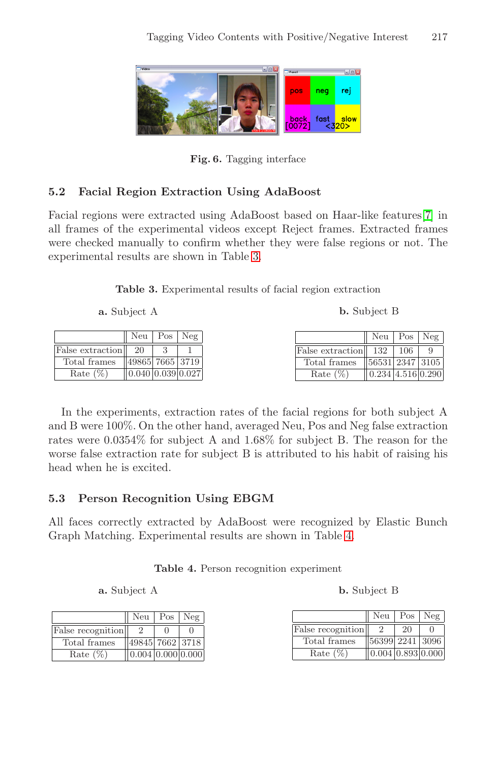Fig. 6. Tagging interface

### 5.2 Facial Region Extraction Using AdaBoost

Facial regions were extracted using AdaBoost based on Haar-like features[7] in all frames of the experimental videos except Reject frames. Extracted frames were checked manually to confirm whether they were false regions or not. The experimental results are shown in Table 3.

**Table 3.** Experimental results of facial region extraction

**a.** Subject A

| | Neu | Pos | Neg |
|---|---|---|---|
| False extraction | 20 | 3 | 1 |
| Total frames | 49865 | 7665 | 3719 |
| Rate (%) | 0.040 | 0.039 | 0.027 |

**b.** Subject B

| | Neu | Pos | Neg |
|---|---|---|---|
| False extraction | 132 | 106 | 9 |
| Total frames | 56531 | 2347 | 3105 |
| Rate (%) | 0.234 | 4.516 | 0.290 |

In the experiments, extraction rates of the facial regions for both subject A and B were 100%. On the other hand, averaged Neu, Pos and Neg false extraction rates were 0.0354% for subject A and 1.68% for subject B. The reason for the worse false extraction rate for subject B is attributed to his habit of raising his head when he is excited.

### 5.3 Person Recognition Using EBGM

All faces correctly extracted by AdaBoost were recognized by Elastic Bunch Graph Matching. Experimental results are shown in Table 4.

**Table 4.** Person recognition experiment

**a.** Subject A

| | Neu | Pos | Neg |
|---|---|---|---|
| False recognition | 2 | 0 | 0 |
| Total frames | 49845 | 7662 | 3718 |
| Rate (%) | 0.004 | 0.000 | 0.000 |

**b.** Subject B

| | Neu | Pos | Neg |
|---|---|---|---|
| False recognition | 2 | 20 | 0 |
| Total frames | 56399 | 2241 | 3096 |
| Rate (%) | 0.004 | 0.893 | 0.000 |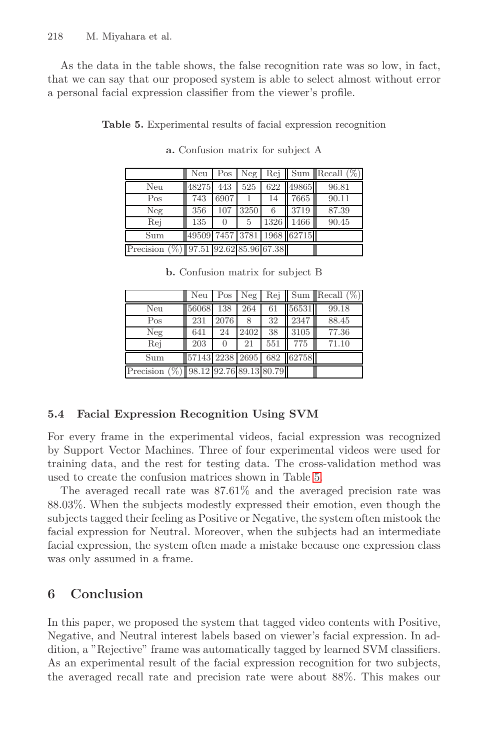As the data in the table shows, the false recognition rate was so low, in fact, that we can say that our proposed system is able to select almost without error a personal facial expression classifier from the viewer's profile.

**Table 5.** Experimental results of facial expression recognition

**a.** Confusion matrix for subject A

| | Neu | Pos | Neg | Rej | Sum | Recall (%) |
|---|---|---|---|---|---|---|
| Neu | 48275 | 443 | 525 | 622 | 49865 | 96.81 |
| Pos | 743 | 6907 | 1 | 14 | 7665 | 90.11 |
| Neg | 356 | 107 | 3250 | 6 | 3719 | 87.39 |
| Rej | 135 | 0 | 5 | 1326 | 1466 | 90.45 |
| Sum | 49509 | 7457 | 3781 | 1968 | 62715 | |
| Precision (%) | 97.51 | 92.62 | 85.96 | 67.38 | | |

**b.** Confusion matrix for subject B

| | Neu | Pos | Neg | Rej | Sum | Recall (%) |
|---|---|---|---|---|---|---|
| Neu | 56068 | 138 | 264 | 61 | 56531 | 99.18 |
| Pos | 231 | 2076 | 8 | 32 | 2347 | 88.45 |
| Neg | 641 | 24 | 2402 | 38 | 3105 | 77.36 |
| Rej | 203 | 0 | 21 | 551 | 775 | 71.10 |
| Sum | 57143 | 2238 | 2695 | 682 | 62758 | |
| Precision (%) | 98.12 | 92.76 | 89.13 | 80.79 | | |

### 5.4 Facial Expression Recognition Using SVM

For every frame in the experimental videos, facial expression was recognized by Support Vector Machines. Three of four experimental videos were used for training data, and the rest for testing data. The cross-validation method was used to create the confusion matrices shown in Table 5.

The averaged recall rate was 87.61% and the averaged precision rate was 88.03%. When the subjects modestly expressed their emotion, even though the subjects tagged their feeling as Positive or Negative, the system often mistook the facial expression for Neutral. Moreover, when the subjects had an intermediate facial expression, the system often made a mistake because one expression class was only assumed in a frame.

## 6 Conclusion

In this paper, we proposed the system that tagged video contents with Positive, Negative, and Neutral interest labels based on viewer's facial expression. In addition, a "Rejective" frame was automatically tagged by learned SVM classifiers. As an experimental result of the facial expression recognition for two subjects, the averaged recall rate and precision rate were about 88%. This makes our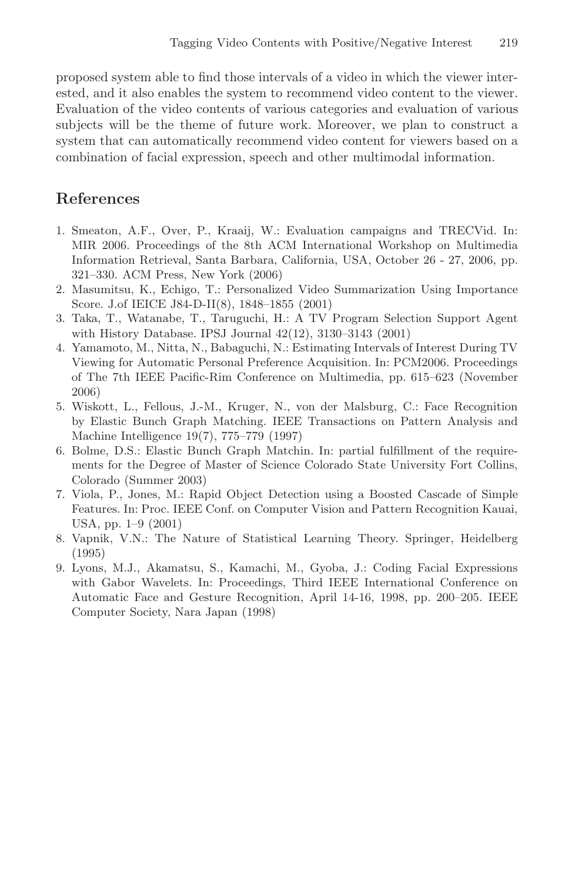proposed system able to find those intervals of a video in which the viewer interested, and it also enables the system to recommend video content to the viewer. Evaluation of the video contents of various categories and evaluation of various subjects will be the theme of future work. Moreover, we plan to construct a system that can automatically recommend video content for viewers based on a combination of facial expression, speech and other multimodal information.

## References

1. Smeaton, A.F., Over, P., Kraaij, W.: Evaluation campaigns and TRECVid. In: MIR 2006. Proceedings of the 8th ACM International Workshop on Multimedia Information Retrieval, Santa Barbara, California, USA, October 26 - 27, 2006, pp. 321–330. ACM Press, New York (2006)
2. Masumitsu, K., Echigo, T.: Personalized Video Summarization Using Importance Score. J.of IEICE J84-D-II(8), 1848–1855 (2001)
3. Taka, T., Watanabe, T., Taruguchi, H.: A TV Program Selection Support Agent with History Database. IPSJ Journal 42(12), 3130–3143 (2001)
4. Yamamoto, M., Nitta, N., Babaguchi, N.: Estimating Intervals of Interest During TV Viewing for Automatic Personal Preference Acquisition. In: PCM2006. Proceedings of The 7th IEEE Pacific-Rim Conference on Multimedia, pp. 615–623 (November 2006)
5. Wiskott, L., Fellous, J.-M., Kruger, N., von der Malsburg, C.: Face Recognition by Elastic Bunch Graph Matching. IEEE Transactions on Pattern Analysis and Machine Intelligence 19(7), 775–779 (1997)
6. Bolme, D.S.: Elastic Bunch Graph Matchin. In: partial fulfillment of the requirements for the Degree of Master of Science Colorado State University Fort Collins, Colorado (Summer 2003)
7. Viola, P., Jones, M.: Rapid Object Detection using a Boosted Cascade of Simple Features. In: Proc. IEEE Conf. on Computer Vision and Pattern Recognition Kauai, USA, pp. 1–9 (2001)
8. Vapnik, V.N.: The Nature of Statistical Learning Theory. Springer, Heidelberg (1995)
9. Lyons, M.J., Akamatsu, S., Kamachi, M., Gyoba, J.: Coding Facial Expressions with Gabor Wavelets. In: Proceedings, Third IEEE International Conference on Automatic Face and Gesture Recognition, April 14-16, 1998, pp. 200–205. IEEE Computer Society, Nara Japan (1998)